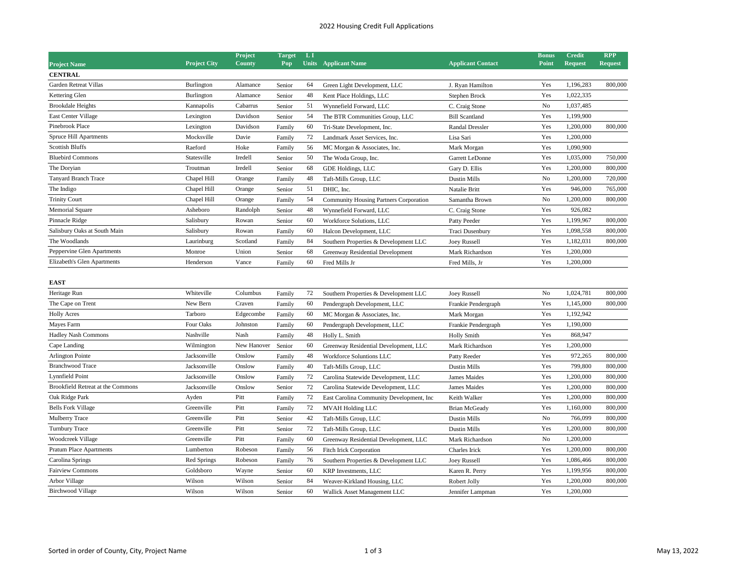# 2022 Housing Credit Full Applications

| Project Name | Project City | Project County | Target Pop | L I Units | Applicant Name | Applicant Contact | Bonus Point | Credit Request | RPP Request |
|---|---|---|---|---|---|---|---|---|---|
| **CENTRAL** | | | | | | | | | |
| Garden Retreat Villas | Burlington | Alamance | Senior | 64 | Green Light Development, LLC | J. Ryan Hamilton | Yes | 1,196,283 | 800,000 |
| Kettering Glen | Burlington | Alamance | Senior | 48 | Kent Place Holdings, LLC | Stephen Brock | Yes | 1,022,335 | |
| Brookdale Heights | Kannapolis | Cabarrus | Senior | 51 | Wynnefield Forward, LLC | C. Craig Stone | No | 1,037,485 | |
| East Center Village | Lexington | Davidson | Senior | 54 | The BTR Communities Group, LLC | Bill Scantland | Yes | 1,199,900 | |
| Pinebrook Place | Lexington | Davidson | Family | 60 | Tri-State Development, Inc. | Randal Dressler | Yes | 1,200,000 | 800,000 |
| Spruce Hill Apartments | Mocksville | Davie | Family | 72 | Landmark Asset Services, Inc. | Lisa Sari | Yes | 1,200,000 | |
| Scottish Bluffs | Raeford | Hoke | Family | 56 | MC Morgan & Associates, Inc. | Mark Morgan | Yes | 1,090,900 | |
| Bluebird Commons | Statesville | Iredell | Senior | 50 | The Woda Group, Inc. | Garrett LeDonne | Yes | 1,035,000 | 750,000 |
| The Doryian | Troutman | Iredell | Senior | 68 | GDE Holdings, LLC | Gary D. Ellis | Yes | 1,200,000 | 800,000 |
| Tanyard Branch Trace | Chapel Hill | Orange | Family | 48 | Taft-Mills Group, LLC | Dustin Mills | No | 1,200,000 | 720,000 |
| The Indigo | Chapel Hill | Orange | Senior | 51 | DHIC, Inc. | Natalie Britt | Yes | 946,000 | 765,000 |
| Trinity Court | Chapel Hill | Orange | Family | 54 | Community Housing Partners Corporation | Samantha Brown | No | 1,200,000 | 800,000 |
| Memorial Square | Asheboro | Randolph | Senior | 48 | Wynnefield Forward, LLC | C. Craig Stone | Yes | 926,082 | |
| Pinnacle Ridge | Salisbury | Rowan | Senior | 60 | Workforce Solutions, LLC | Patty Peeder | Yes | 1,199,967 | 800,000 |
| Salisbury Oaks at South Main | Salisbury | Rowan | Family | 60 | Halcon Development, LLC | Traci Dusenbury | Yes | 1,098,558 | 800,000 |
| The Woodlands | Laurinburg | Scotland | Family | 84 | Southern Properties & Development LLC | Joey Russell | Yes | 1,182,031 | 800,000 |
| Peppervine Glen Apartments | Monroe | Union | Senior | 68 | Greenway Residential Development | Mark Richardson | Yes | 1,200,000 | |
| Elizabeth's Glen Apartments | Henderson | Vance | Family | 60 | Fred Mills Jr | Fred Mills, Jr | Yes | 1,200,000 | |
| **EAST** | | | | | | | | | |
| Heritage Run | Whiteville | Columbus | Family | 72 | Southern Properties & Development LLC | Joey Russell | No | 1,024,781 | 800,000 |
| The Cape on Trent | New Bern | Craven | Family | 60 | Pendergraph Development, LLC | Frankie Pendergraph | Yes | 1,145,000 | 800,000 |
| Holly Acres | Tarboro | Edgecombe | Family | 60 | MC Morgan & Associates, Inc. | Mark Morgan | Yes | 1,192,942 | |
| Mayes Farm | Four Oaks | Johnston | Family | 60 | Pendergraph Development, LLC | Frankie Pendergraph | Yes | 1,190,000 | |
| Hadley Nash Commons | Nashville | Nash | Family | 48 | Holly L. Smith | Holly Smith | Yes | 868,947 | |
| Cape Landing | Wilmington | New Hanover | Senior | 60 | Greenway Residential Development, LLC | Mark Richardson | Yes | 1,200,000 | |
| Arlington Pointe | Jacksonville | Onslow | Family | 48 | Workforce Soluntions LLC | Patty Reeder | Yes | 972,265 | 800,000 |
| Branchwood Trace | Jacksonville | Onslow | Family | 40 | Taft-Mills Group, LLC | Dustin Mills | Yes | 799,800 | 800,000 |
| Lynnfield Point | Jacksonville | Onslow | Family | 72 | Carolina Statewide Development, LLC | James Maides | Yes | 1,200,000 | 800,000 |
| Brookfield Retreat at the Commons | Jacksonville | Onslow | Senior | 72 | Carolina Statewide Development, LLC | James Maides | Yes | 1,200,000 | 800,000 |
| Oak Ridge Park | Ayden | Pitt | Family | 72 | East Carolina Community Development, Inc | Keith Walker | Yes | 1,200,000 | 800,000 |
| Bells Fork Village | Greenville | Pitt | Family | 72 | MVAH Holding LLC | Brian McGeady | Yes | 1,160,000 | 800,000 |
| Mulberry Trace | Greenville | Pitt | Senior | 42 | Taft-Mills Group, LLC | Dustin Mills | No | 766,099 | 800,000 |
| Turnbury Trace | Greenville | Pitt | Senior | 72 | Taft-Mills Group, LLC | Dustin Mills | Yes | 1,200,000 | 800,000 |
| Woodcreek Village | Greenville | Pitt | Family | 60 | Greenway Residential Development, LLC | Mark Richardson | No | 1,200,000 | |
| Pratum Place Apartments | Lumberton | Robeson | Family | 56 | Fitch Irick Corporation | Charles Irick | Yes | 1,200,000 | 800,000 |
| Carolina Springs | Red Springs | Robeson | Family | 76 | Southern Properties & Development LLC | Joey Russell | Yes | 1,086,466 | 800,000 |
| Fairview Commons | Goldsboro | Wayne | Senior | 60 | KRP Investments, LLC | Karen R. Perry | Yes | 1,199,956 | 800,000 |
| Arbor Village | Wilson | Wilson | Senior | 84 | Weaver-Kirkland Housing, LLC | Robert Jolly | Yes | 1,200,000 | 800,000 |
| Birchwood Village | Wilson | Wilson | Senior | 60 | Wallick Asset Management LLC | Jennifer Lampman | Yes | 1,200,000 | |

Sorted in order of County, City, Project Name

May 13, 2022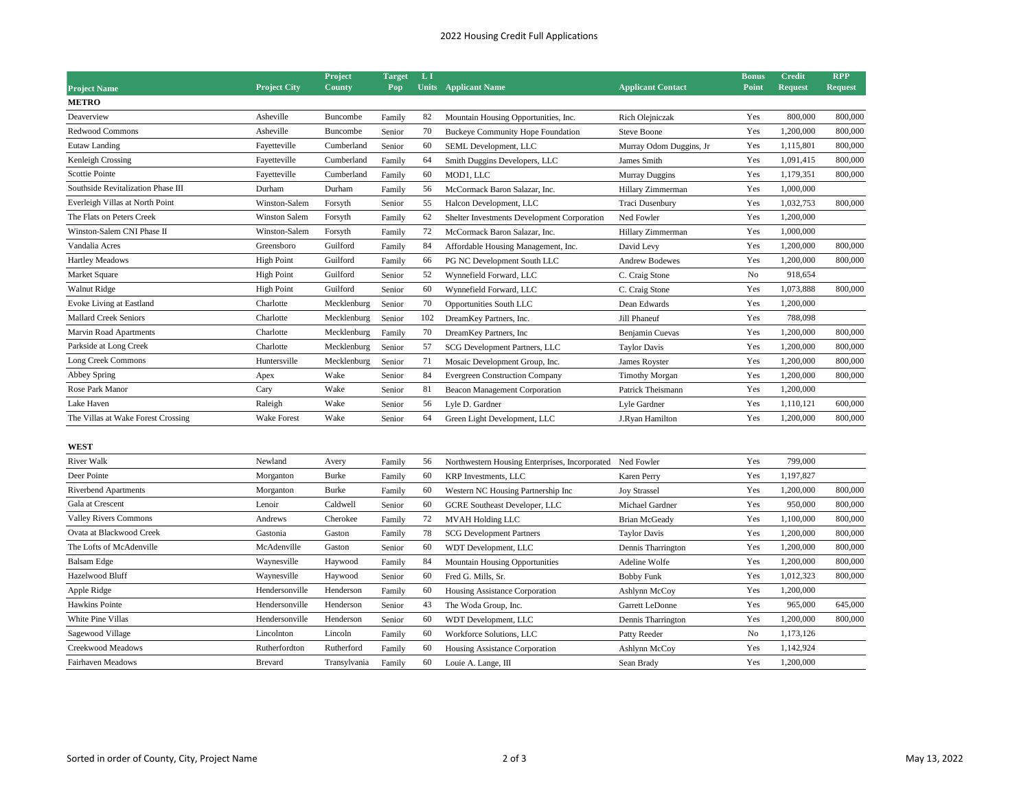## 2022 Housing Credit Full Applications

| Project Name | Project City | Project County | Target Pop | LI Units | Applicant Name | Applicant Contact | Bonus Point | Credit Request | RPP Request |
|---|---|---|---|---|---|---|---|---|---|
| **METRO** | | | | | | | | | |
| Deaverview | Asheville | Buncombe | Family | 82 | Mountain Housing Opportunities, Inc. | Rich Olejniczak | Yes | 800,000 | 800,000 |
| Redwood Commons | Asheville | Buncombe | Senior | 70 | Buckeye Community Hope Foundation | Steve Boone | Yes | 1,200,000 | 800,000 |
| Eutaw Landing | Fayetteville | Cumberland | Senior | 60 | SEML Development, LLC | Murray Odom Duggins, Jr | Yes | 1,115,801 | 800,000 |
| Kenleigh Crossing | Fayetteville | Cumberland | Family | 64 | Smith Duggins Developers, LLC | James Smith | Yes | 1,091,415 | 800,000 |
| Scottie Pointe | Fayetteville | Cumberland | Family | 60 | MOD1, LLC | Murray Duggins | Yes | 1,179,351 | 800,000 |
| Southside Revitalization Phase III | Durham | Durham | Family | 56 | McCormack Baron Salazar, Inc. | Hillary Zimmerman | Yes | 1,000,000 | |
| Everleigh Villas at North Point | Winston-Salem | Forsyth | Senior | 55 | Halcon Development, LLC | Traci Dusenbury | Yes | 1,032,753 | 800,000 |
| The Flats on Peters Creek | Winston Salem | Forsyth | Family | 62 | Shelter Investments Development Corporation | Ned Fowler | Yes | 1,200,000 | |
| Winston-Salem CNI Phase II | Winston-Salem | Forsyth | Family | 72 | McCormack Baron Salazar, Inc. | Hillary Zimmerman | Yes | 1,000,000 | |
| Vandalia Acres | Greensboro | Guilford | Family | 84 | Affordable Housing Management, Inc. | David Levy | Yes | 1,200,000 | 800,000 |
| Hartley Meadows | High Point | Guilford | Family | 66 | PG NC Development South LLC | Andrew Bodewes | Yes | 1,200,000 | 800,000 |
| Market Square | High Point | Guilford | Senior | 52 | Wynnefield Forward, LLC | C. Craig Stone | No | 918,654 | |
| Walnut Ridge | High Point | Guilford | Senior | 60 | Wynnefield Forward, LLC | C. Craig Stone | Yes | 1,073,888 | 800,000 |
| Evoke Living at Eastland | Charlotte | Mecklenburg | Senior | 70 | Opportunities South LLC | Dean Edwards | Yes | 1,200,000 | |
| Mallard Creek Seniors | Charlotte | Mecklenburg | Senior | 102 | DreamKey Partners, Inc. | Jill Phaneuf | Yes | 788,098 | |
| Marvin Road Apartments | Charlotte | Mecklenburg | Family | 70 | DreamKey Partners, Inc | Benjamin Cuevas | Yes | 1,200,000 | 800,000 |
| Parkside at Long Creek | Charlotte | Mecklenburg | Senior | 57 | SCG Development Partners, LLC | Taylor Davis | Yes | 1,200,000 | 800,000 |
| Long Creek Commons | Huntersville | Mecklenburg | Senior | 71 | Mosaic Development Group, Inc. | James Royster | Yes | 1,200,000 | 800,000 |
| Abbey Spring | Apex | Wake | Senior | 84 | Evergreen Construction Company | Timothy Morgan | Yes | 1,200,000 | 800,000 |
| Rose Park Manor | Cary | Wake | Senior | 81 | Beacon Management Corporation | Patrick Theismann | Yes | 1,200,000 | |
| Lake Haven | Raleigh | Wake | Senior | 56 | Lyle D. Gardner | Lyle Gardner | Yes | 1,110,121 | 600,000 |
| The Villas at Wake Forest Crossing | Wake Forest | Wake | Senior | 64 | Green Light Development, LLC | J.Ryan Hamilton | Yes | 1,200,000 | 800,000 |
| **WEST** | | | | | | | | | |
| River Walk | Newland | Avery | Family | 56 | Northwestern Housing Enterprises, Incorporated | Ned Fowler | Yes | 799,000 | |
| Deer Pointe | Morganton | Burke | Family | 60 | KRP Investments, LLC | Karen Perry | Yes | 1,197,827 | |
| Riverbend Apartments | Morganton | Burke | Family | 60 | Western NC Housing Partnership Inc | Joy Strassel | Yes | 1,200,000 | 800,000 |
| Gala at Crescent | Lenoir | Caldwell | Senior | 60 | GCRE Southeast Developer, LLC | Michael Gardner | Yes | 950,000 | 800,000 |
| Valley Rivers Commons | Andrews | Cherokee | Family | 72 | MVAH Holding LLC | Brian McGeady | Yes | 1,100,000 | 800,000 |
| Ovata at Blackwood Creek | Gastonia | Gaston | Family | 78 | SCG Development Partners | Taylor Davis | Yes | 1,200,000 | 800,000 |
| The Lofts of McAdenville | McAdenville | Gaston | Senior | 60 | WDT Development, LLC | Dennis Tharrington | Yes | 1,200,000 | 800,000 |
| Balsam Edge | Waynesville | Haywood | Family | 84 | Mountain Housing Opportunities | Adeline Wolfe | Yes | 1,200,000 | 800,000 |
| Hazelwood Bluff | Waynesville | Haywood | Senior | 60 | Fred G. Mills, Sr. | Bobby Funk | Yes | 1,012,323 | 800,000 |
| Apple Ridge | Hendersonville | Henderson | Family | 60 | Housing Assistance Corporation | Ashlynn McCoy | Yes | 1,200,000 | |
| Hawkins Pointe | Hendersonville | Henderson | Senior | 43 | The Woda Group, Inc. | Garrett LeDonne | Yes | 965,000 | 645,000 |
| White Pine Villas | Hendersonville | Henderson | Senior | 60 | WDT Development, LLC | Dennis Tharrington | Yes | 1,200,000 | 800,000 |
| Sagewood Village | Lincolnton | Lincoln | Family | 60 | Workforce Solutions, LLC | Patty Reeder | No | 1,173,126 | |
| Creekwood Meadows | Rutherfordton | Rutherford | Family | 60 | Housing Assistance Corporation | Ashlynn McCoy | Yes | 1,142,924 | |
| Fairhaven Meadows | Brevard | Transylvania | Family | 60 | Louie A. Lange, III | Sean Brady | Yes | 1,200,000 | |

Sorted in order of County, City, Project Name

May 13, 2022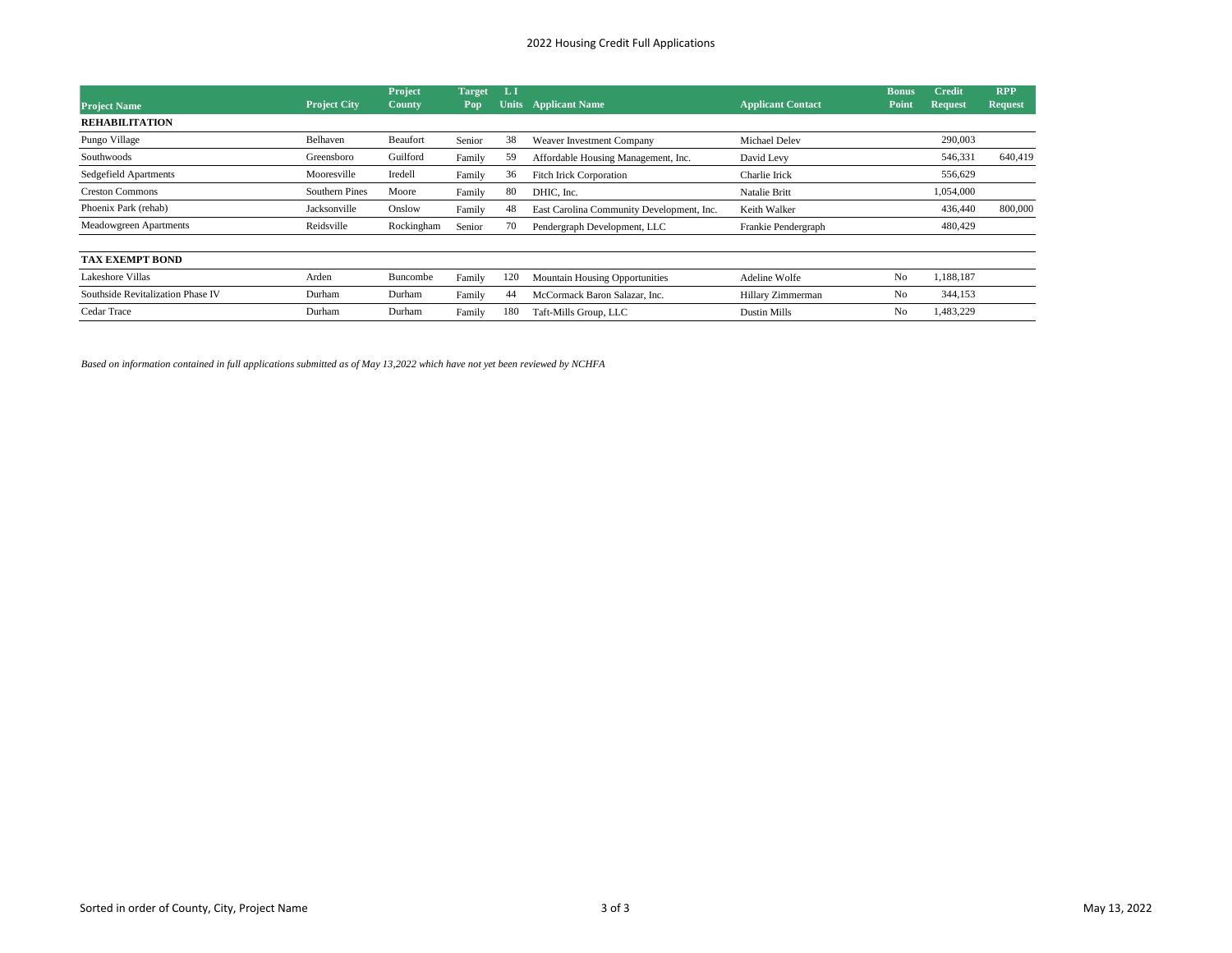# 2022 Housing Credit Full Applications

| Project Name | Project City | Project County | Target Pop | L I Units | Applicant Name | Applicant Contact | Bonus Point | Credit Request | RPP Request |
|---|---|---|---|---|---|---|---|---|---|
| **REHABILITATION** | | | | | | | | | |
| Pungo Village | Belhaven | Beaufort | Senior | 38 | Weaver Investment Company | Michael Delev | | 290,003 | |
| Southwoods | Greensboro | Guilford | Family | 59 | Affordable Housing Management, Inc. | David Levy | | 546,331 | 640,419 |
| Sedgefield Apartments | Mooresville | Iredell | Family | 36 | Fitch Irick Corporation | Charlie Irick | | 556,629 | |
| Creston Commons | Southern Pines | Moore | Family | 80 | DHIC, Inc. | Natalie Britt | | 1,054,000 | |
| Phoenix Park (rehab) | Jacksonville | Onslow | Family | 48 | East Carolina Community Development, Inc. | Keith Walker | | 436,440 | 800,000 |
| Meadowgreen Apartments | Reidsville | Rockingham | Senior | 70 | Pendergraph Development, LLC | Frankie Pendergraph | | 480,429 | |
| **TAX EXEMPT BOND** | | | | | | | | | |
| Lakeshore Villas | Arden | Buncombe | Family | 120 | Mountain Housing Opportunities | Adeline Wolfe | No | 1,188,187 | |
| Southside Revitalization Phase IV | Durham | Durham | Family | 44 | McCormack Baron Salazar, Inc. | Hillary Zimmerman | No | 344,153 | |
| Cedar Trace | Durham | Durham | Family | 180 | Taft-Mills Group, LLC | Dustin Mills | No | 1,483,229 | |

*Based on information contained in full applications submitted as of May 13,2022 which have not yet been reviewed by NCHFA*

Sorted in order of County, City, Project Name

May 13, 2022